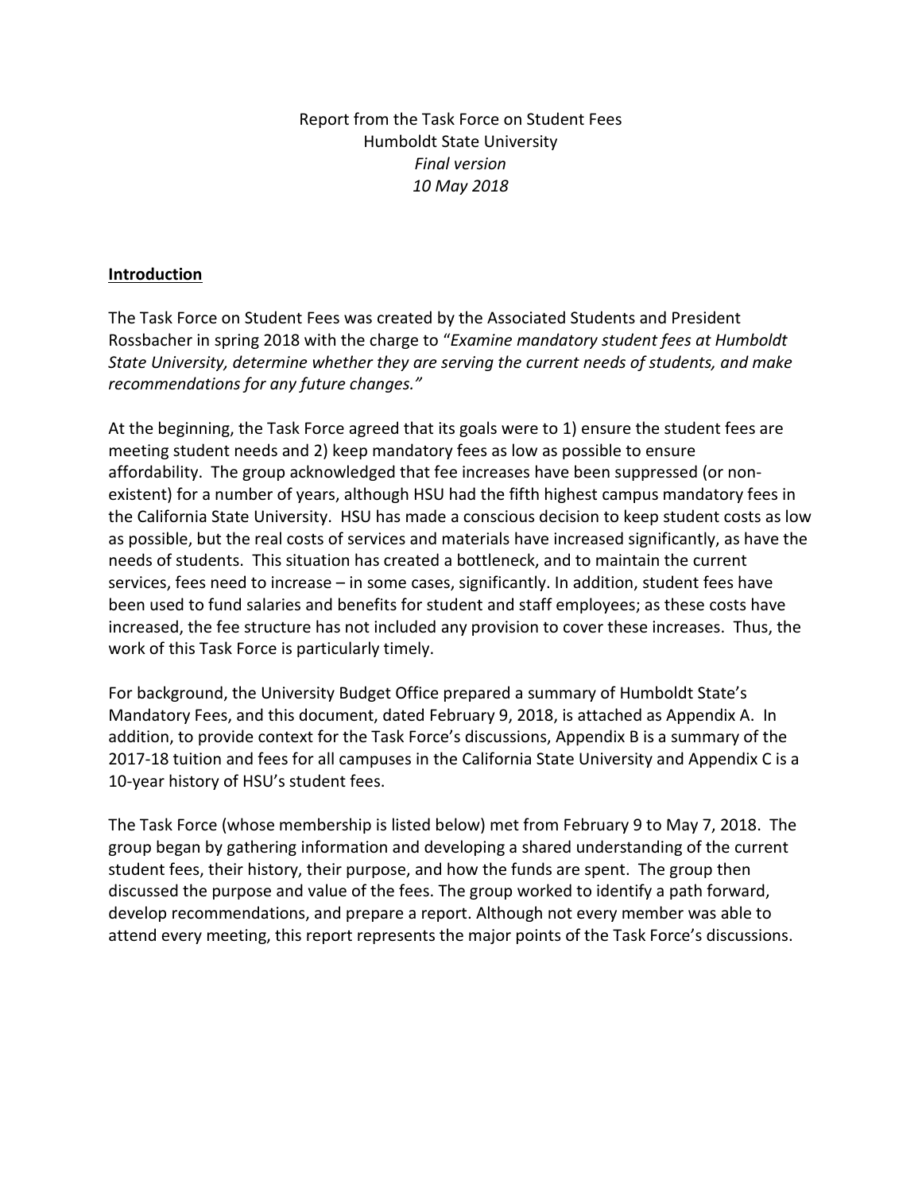Report from the Task Force on Student Fees
Humboldt State University
*Final version*
*10 May 2018*

## Introduction

The Task Force on Student Fees was created by the Associated Students and President Rossbacher in spring 2018 with the charge to "*Examine mandatory student fees at Humboldt State University, determine whether they are serving the current needs of students, and make recommendations for any future changes.*"

At the beginning, the Task Force agreed that its goals were to 1) ensure the student fees are meeting student needs and 2) keep mandatory fees as low as possible to ensure affordability. The group acknowledged that fee increases have been suppressed (or non-existent) for a number of years, although HSU had the fifth highest campus mandatory fees in the California State University. HSU has made a conscious decision to keep student costs as low as possible, but the real costs of services and materials have increased significantly, as have the needs of students. This situation has created a bottleneck, and to maintain the current services, fees need to increase – in some cases, significantly. In addition, student fees have been used to fund salaries and benefits for student and staff employees; as these costs have increased, the fee structure has not included any provision to cover these increases. Thus, the work of this Task Force is particularly timely.

For background, the University Budget Office prepared a summary of Humboldt State's Mandatory Fees, and this document, dated February 9, 2018, is attached as Appendix A. In addition, to provide context for the Task Force's discussions, Appendix B is a summary of the 2017-18 tuition and fees for all campuses in the California State University and Appendix C is a 10-year history of HSU's student fees.

The Task Force (whose membership is listed below) met from February 9 to May 7, 2018. The group began by gathering information and developing a shared understanding of the current student fees, their history, their purpose, and how the funds are spent. The group then discussed the purpose and value of the fees. The group worked to identify a path forward, develop recommendations, and prepare a report. Although not every member was able to attend every meeting, this report represents the major points of the Task Force's discussions.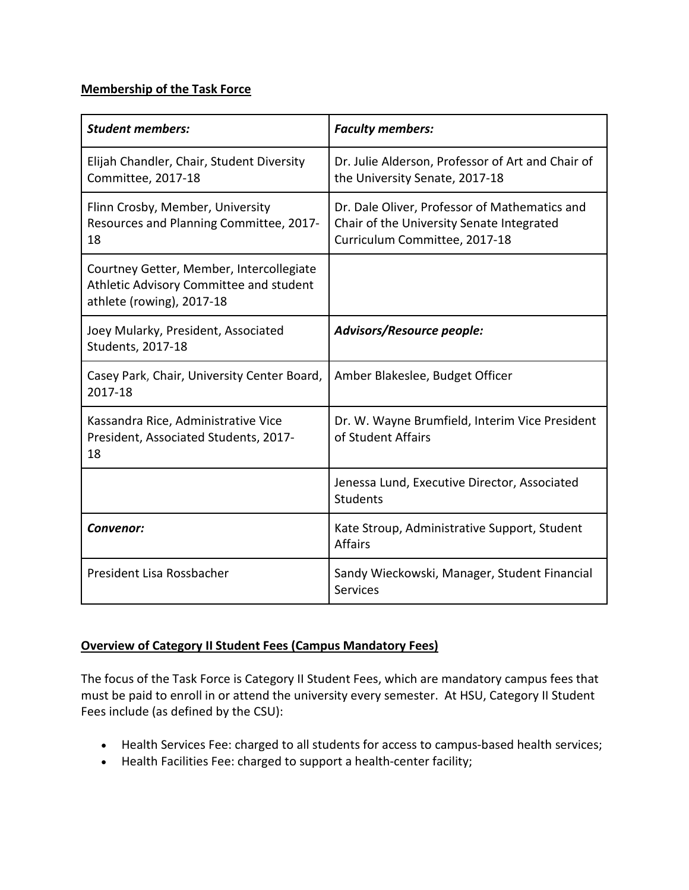**Membership of the Task Force**

| ***Student members:*** | ***Faculty members:*** |
| --- | --- |
| Elijah Chandler, Chair, Student Diversity Committee, 2017-18 | Dr. Julie Alderson, Professor of Art and Chair of the University Senate, 2017-18 |
| Flinn Crosby, Member, University Resources and Planning Committee, 2017-18 | Dr. Dale Oliver, Professor of Mathematics and Chair of the University Senate Integrated Curriculum Committee, 2017-18 |
| Courtney Getter, Member, Intercollegiate Athletic Advisory Committee and student athlete (rowing), 2017-18 | |
| Joey Mularky, President, Associated Students, 2017-18 | ***Advisors/Resource people:*** |
| Casey Park, Chair, University Center Board, 2017-18 | Amber Blakeslee, Budget Officer |
| Kassandra Rice, Administrative Vice President, Associated Students, 2017-18 | Dr. W. Wayne Brumfield, Interim Vice President of Student Affairs |
| | Jenessa Lund, Executive Director, Associated Students |
| ***Convenor:*** | Kate Stroup, Administrative Support, Student Affairs |
| President Lisa Rossbacher | Sandy Wieckowski, Manager, Student Financial Services |

**Overview of Category II Student Fees (Campus Mandatory Fees)**

The focus of the Task Force is Category II Student Fees, which are mandatory campus fees that must be paid to enroll in or attend the university every semester. At HSU, Category II Student Fees include (as defined by the CSU):

- Health Services Fee: charged to all students for access to campus-based health services;
- Health Facilities Fee: charged to support a health-center facility;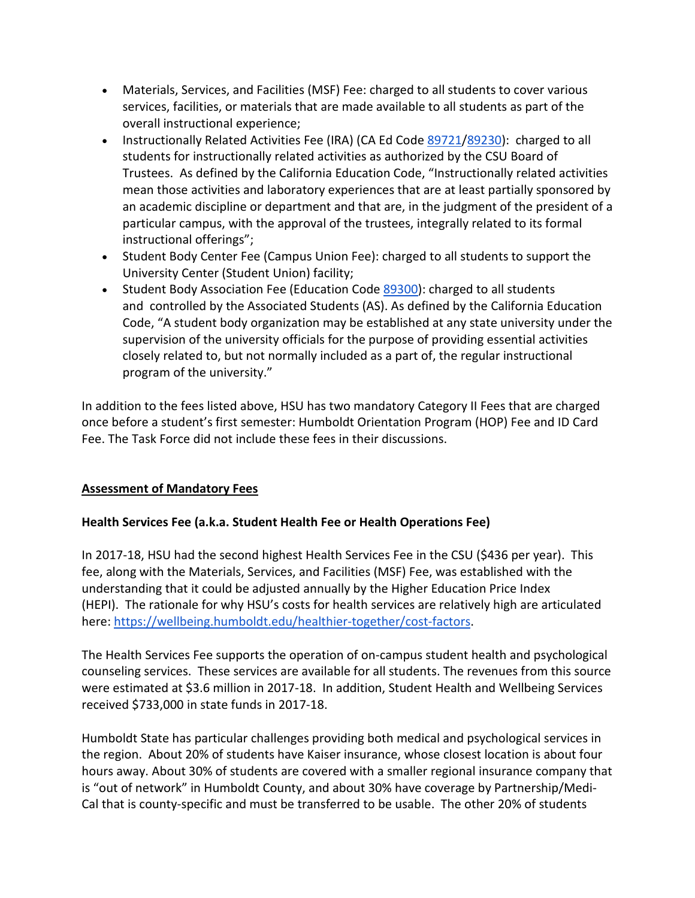- Materials, Services, and Facilities (MSF) Fee: charged to all students to cover various services, facilities, or materials that are made available to all students as part of the overall instructional experience;
- Instructionally Related Activities Fee (IRA) (CA Ed Code 89721/89230): charged to all students for instructionally related activities as authorized by the CSU Board of Trustees. As defined by the California Education Code, "Instructionally related activities mean those activities and laboratory experiences that are at least partially sponsored by an academic discipline or department and that are, in the judgment of the president of a particular campus, with the approval of the trustees, integrally related to its formal instructional offerings";
- Student Body Center Fee (Campus Union Fee): charged to all students to support the University Center (Student Union) facility;
- Student Body Association Fee (Education Code 89300): charged to all students and controlled by the Associated Students (AS). As defined by the California Education Code, "A student body organization may be established at any state university under the supervision of the university officials for the purpose of providing essential activities closely related to, but not normally included as a part of, the regular instructional program of the university."

In addition to the fees listed above, HSU has two mandatory Category II Fees that are charged once before a student's first semester: Humboldt Orientation Program (HOP) Fee and ID Card Fee. The Task Force did not include these fees in their discussions.

## Assessment of Mandatory Fees

### Health Services Fee (a.k.a. Student Health Fee or Health Operations Fee)

In 2017-18, HSU had the second highest Health Services Fee in the CSU ($436 per year). This fee, along with the Materials, Services, and Facilities (MSF) Fee, was established with the understanding that it could be adjusted annually by the Higher Education Price Index (HEPI). The rationale for why HSU's costs for health services are relatively high are articulated here: https://wellbeing.humboldt.edu/healthier-together/cost-factors.

The Health Services Fee supports the operation of on-campus student health and psychological counseling services. These services are available for all students. The revenues from this source were estimated at $3.6 million in 2017-18. In addition, Student Health and Wellbeing Services received $733,000 in state funds in 2017-18.

Humboldt State has particular challenges providing both medical and psychological services in the region. About 20% of students have Kaiser insurance, whose closest location is about four hours away. About 30% of students are covered with a smaller regional insurance company that is "out of network" in Humboldt County, and about 30% have coverage by Partnership/Medi-Cal that is county-specific and must be transferred to be usable. The other 20% of students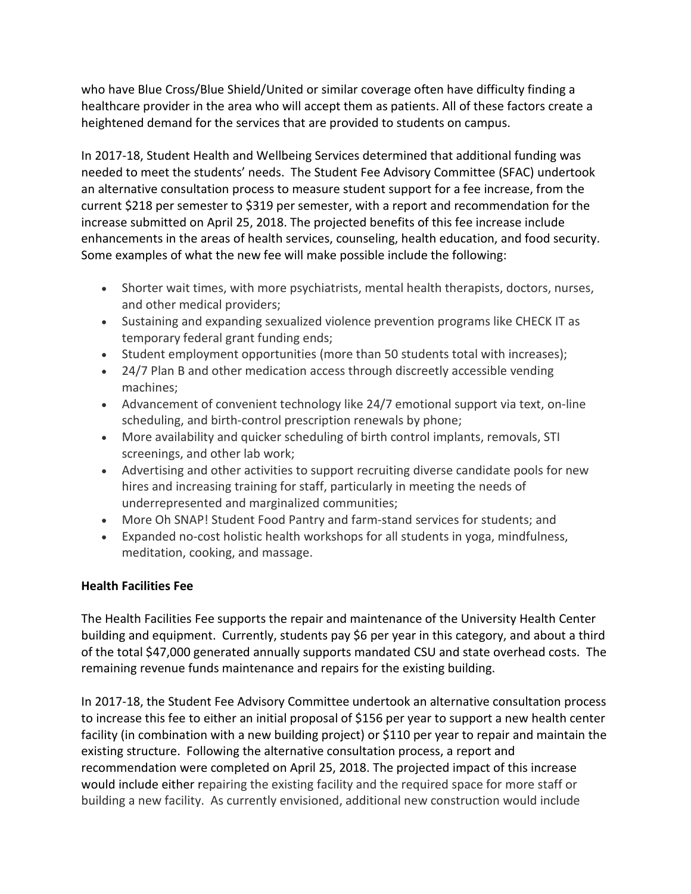who have Blue Cross/Blue Shield/United or similar coverage often have difficulty finding a healthcare provider in the area who will accept them as patients. All of these factors create a heightened demand for the services that are provided to students on campus.

In 2017-18, Student Health and Wellbeing Services determined that additional funding was needed to meet the students' needs. The Student Fee Advisory Committee (SFAC) undertook an alternative consultation process to measure student support for a fee increase, from the current $218 per semester to $319 per semester, with a report and recommendation for the increase submitted on April 25, 2018. The projected benefits of this fee increase include enhancements in the areas of health services, counseling, health education, and food security. Some examples of what the new fee will make possible include the following:

- Shorter wait times, with more psychiatrists, mental health therapists, doctors, nurses, and other medical providers;
- Sustaining and expanding sexualized violence prevention programs like CHECK IT as temporary federal grant funding ends;
- Student employment opportunities (more than 50 students total with increases);
- 24/7 Plan B and other medication access through discreetly accessible vending machines;
- Advancement of convenient technology like 24/7 emotional support via text, on-line scheduling, and birth-control prescription renewals by phone;
- More availability and quicker scheduling of birth control implants, removals, STI screenings, and other lab work;
- Advertising and other activities to support recruiting diverse candidate pools for new hires and increasing training for staff, particularly in meeting the needs of underrepresented and marginalized communities;
- More Oh SNAP! Student Food Pantry and farm-stand services for students; and
- Expanded no-cost holistic health workshops for all students in yoga, mindfulness, meditation, cooking, and massage.

**Health Facilities Fee**

The Health Facilities Fee supports the repair and maintenance of the University Health Center building and equipment. Currently, students pay $6 per year in this category, and about a third of the total $47,000 generated annually supports mandated CSU and state overhead costs. The remaining revenue funds maintenance and repairs for the existing building.

In 2017-18, the Student Fee Advisory Committee undertook an alternative consultation process to increase this fee to either an initial proposal of $156 per year to support a new health center facility (in combination with a new building project) or $110 per year to repair and maintain the existing structure. Following the alternative consultation process, a report and recommendation were completed on April 25, 2018. The projected impact of this increase would include either repairing the existing facility and the required space for more staff or building a new facility. As currently envisioned, additional new construction would include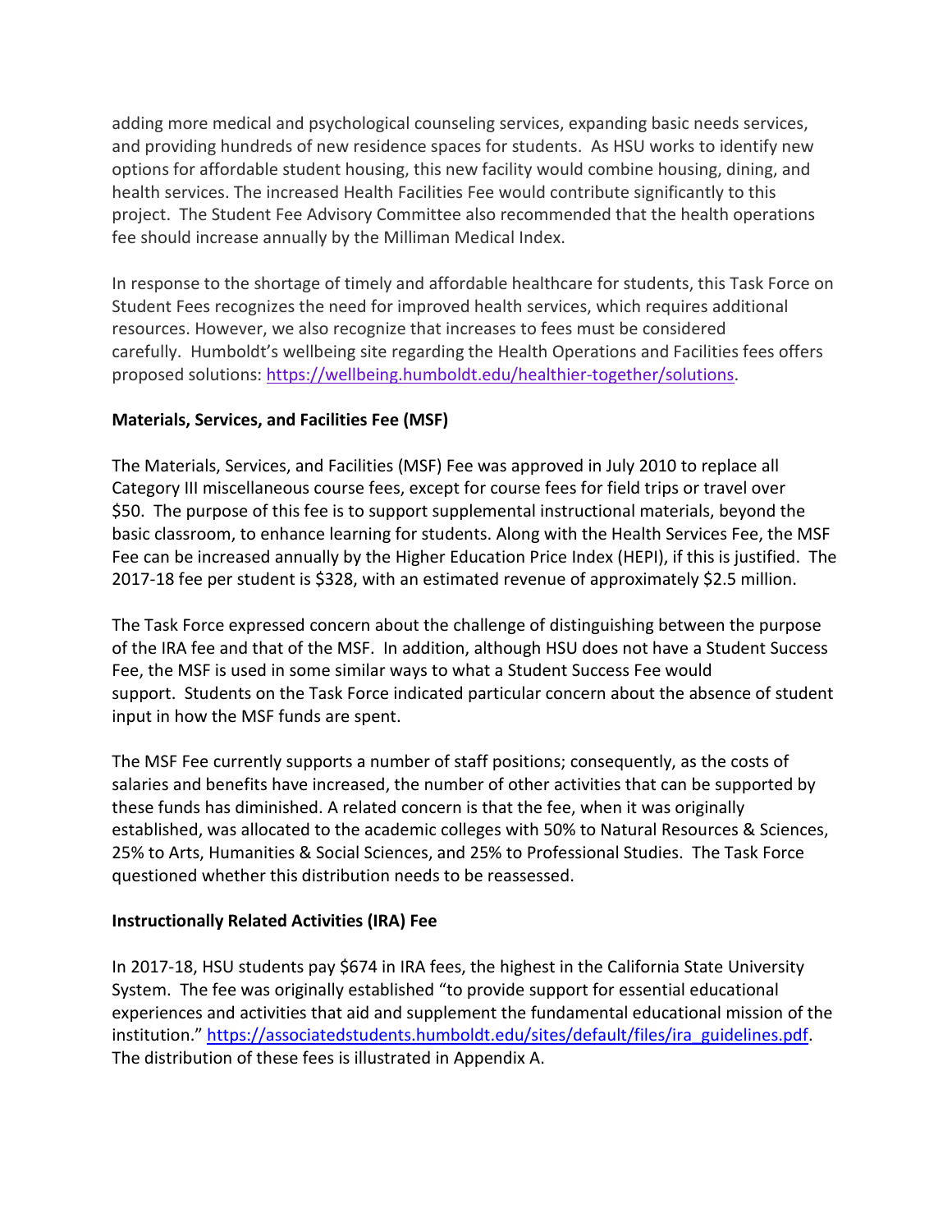adding more medical and psychological counseling services, expanding basic needs services, and providing hundreds of new residence spaces for students. As HSU works to identify new options for affordable student housing, this new facility would combine housing, dining, and health services. The increased Health Facilities Fee would contribute significantly to this project. The Student Fee Advisory Committee also recommended that the health operations fee should increase annually by the Milliman Medical Index.

In response to the shortage of timely and affordable healthcare for students, this Task Force on Student Fees recognizes the need for improved health services, which requires additional resources. However, we also recognize that increases to fees must be considered carefully. Humboldt's wellbeing site regarding the Health Operations and Facilities fees offers proposed solutions: https://wellbeing.humboldt.edu/healthier-together/solutions.

**Materials, Services, and Facilities Fee (MSF)**

The Materials, Services, and Facilities (MSF) Fee was approved in July 2010 to replace all Category III miscellaneous course fees, except for course fees for field trips or travel over $50. The purpose of this fee is to support supplemental instructional materials, beyond the basic classroom, to enhance learning for students. Along with the Health Services Fee, the MSF Fee can be increased annually by the Higher Education Price Index (HEPI), if this is justified. The 2017-18 fee per student is $328, with an estimated revenue of approximately $2.5 million.

The Task Force expressed concern about the challenge of distinguishing between the purpose of the IRA fee and that of the MSF. In addition, although HSU does not have a Student Success Fee, the MSF is used in some similar ways to what a Student Success Fee would support. Students on the Task Force indicated particular concern about the absence of student input in how the MSF funds are spent.

The MSF Fee currently supports a number of staff positions; consequently, as the costs of salaries and benefits have increased, the number of other activities that can be supported by these funds has diminished. A related concern is that the fee, when it was originally established, was allocated to the academic colleges with 50% to Natural Resources & Sciences, 25% to Arts, Humanities & Social Sciences, and 25% to Professional Studies. The Task Force questioned whether this distribution needs to be reassessed.

**Instructionally Related Activities (IRA) Fee**

In 2017-18, HSU students pay $674 in IRA fees, the highest in the California State University System. The fee was originally established "to provide support for essential educational experiences and activities that aid and supplement the fundamental educational mission of the institution." https://associatedstudents.humboldt.edu/sites/default/files/ira_guidelines.pdf. The distribution of these fees is illustrated in Appendix A.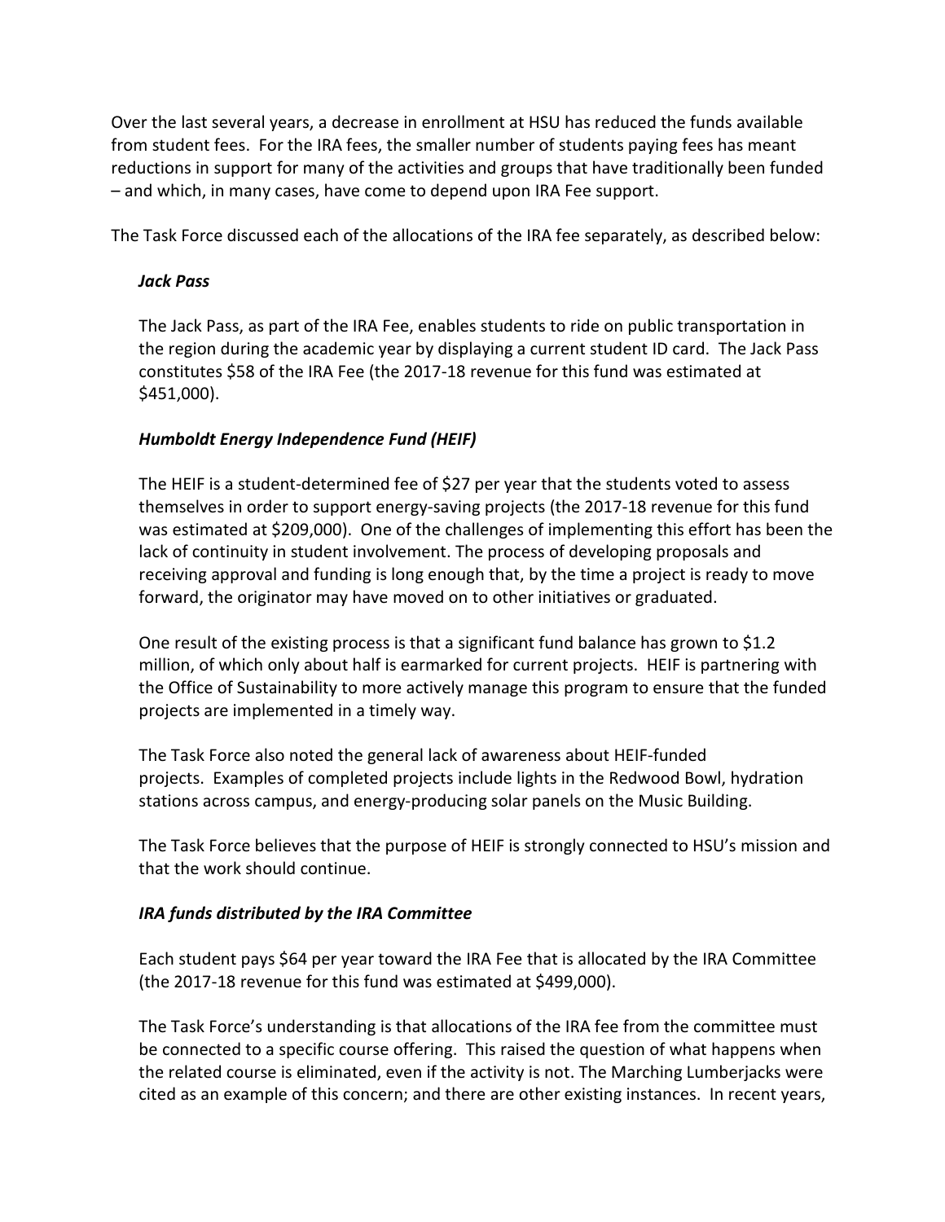Over the last several years, a decrease in enrollment at HSU has reduced the funds available from student fees. For the IRA fees, the smaller number of students paying fees has meant reductions in support for many of the activities and groups that have traditionally been funded – and which, in many cases, have come to depend upon IRA Fee support.

The Task Force discussed each of the allocations of the IRA fee separately, as described below:

***Jack Pass***

The Jack Pass, as part of the IRA Fee, enables students to ride on public transportation in the region during the academic year by displaying a current student ID card. The Jack Pass constitutes $58 of the IRA Fee (the 2017-18 revenue for this fund was estimated at $451,000).

***Humboldt Energy Independence Fund (HEIF)***

The HEIF is a student-determined fee of $27 per year that the students voted to assess themselves in order to support energy-saving projects (the 2017-18 revenue for this fund was estimated at $209,000). One of the challenges of implementing this effort has been the lack of continuity in student involvement. The process of developing proposals and receiving approval and funding is long enough that, by the time a project is ready to move forward, the originator may have moved on to other initiatives or graduated.

One result of the existing process is that a significant fund balance has grown to $1.2 million, of which only about half is earmarked for current projects. HEIF is partnering with the Office of Sustainability to more actively manage this program to ensure that the funded projects are implemented in a timely way.

The Task Force also noted the general lack of awareness about HEIF-funded projects. Examples of completed projects include lights in the Redwood Bowl, hydration stations across campus, and energy-producing solar panels on the Music Building.

The Task Force believes that the purpose of HEIF is strongly connected to HSU's mission and that the work should continue.

***IRA funds distributed by the IRA Committee***

Each student pays $64 per year toward the IRA Fee that is allocated by the IRA Committee (the 2017-18 revenue for this fund was estimated at $499,000).

The Task Force's understanding is that allocations of the IRA fee from the committee must be connected to a specific course offering. This raised the question of what happens when the related course is eliminated, even if the activity is not. The Marching Lumberjacks were cited as an example of this concern; and there are other existing instances. In recent years,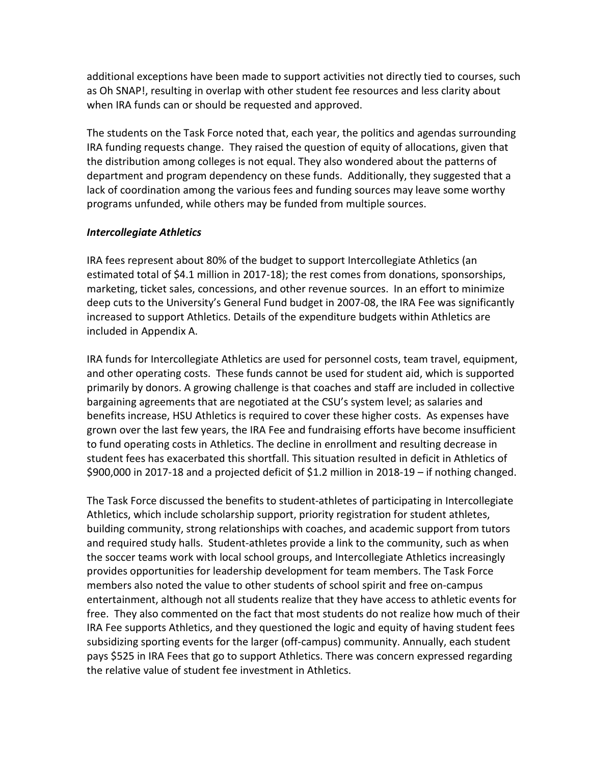additional exceptions have been made to support activities not directly tied to courses, such as Oh SNAP!, resulting in overlap with other student fee resources and less clarity about when IRA funds can or should be requested and approved.

The students on the Task Force noted that, each year, the politics and agendas surrounding IRA funding requests change. They raised the question of equity of allocations, given that the distribution among colleges is not equal. They also wondered about the patterns of department and program dependency on these funds. Additionally, they suggested that a lack of coordination among the various fees and funding sources may leave some worthy programs unfunded, while others may be funded from multiple sources.

### *Intercollegiate Athletics*

IRA fees represent about 80% of the budget to support Intercollegiate Athletics (an estimated total of $4.1 million in 2017-18); the rest comes from donations, sponsorships, marketing, ticket sales, concessions, and other revenue sources. In an effort to minimize deep cuts to the University's General Fund budget in 2007-08, the IRA Fee was significantly increased to support Athletics. Details of the expenditure budgets within Athletics are included in Appendix A.

IRA funds for Intercollegiate Athletics are used for personnel costs, team travel, equipment, and other operating costs. These funds cannot be used for student aid, which is supported primarily by donors. A growing challenge is that coaches and staff are included in collective bargaining agreements that are negotiated at the CSU's system level; as salaries and benefits increase, HSU Athletics is required to cover these higher costs. As expenses have grown over the last few years, the IRA Fee and fundraising efforts have become insufficient to fund operating costs in Athletics. The decline in enrollment and resulting decrease in student fees has exacerbated this shortfall. This situation resulted in deficit in Athletics of $900,000 in 2017-18 and a projected deficit of $1.2 million in 2018-19 – if nothing changed.

The Task Force discussed the benefits to student-athletes of participating in Intercollegiate Athletics, which include scholarship support, priority registration for student athletes, building community, strong relationships with coaches, and academic support from tutors and required study halls. Student-athletes provide a link to the community, such as when the soccer teams work with local school groups, and Intercollegiate Athletics increasingly provides opportunities for leadership development for team members. The Task Force members also noted the value to other students of school spirit and free on-campus entertainment, although not all students realize that they have access to athletic events for free. They also commented on the fact that most students do not realize how much of their IRA Fee supports Athletics, and they questioned the logic and equity of having student fees subsidizing sporting events for the larger (off-campus) community. Annually, each student pays $525 in IRA Fees that go to support Athletics. There was concern expressed regarding the relative value of student fee investment in Athletics.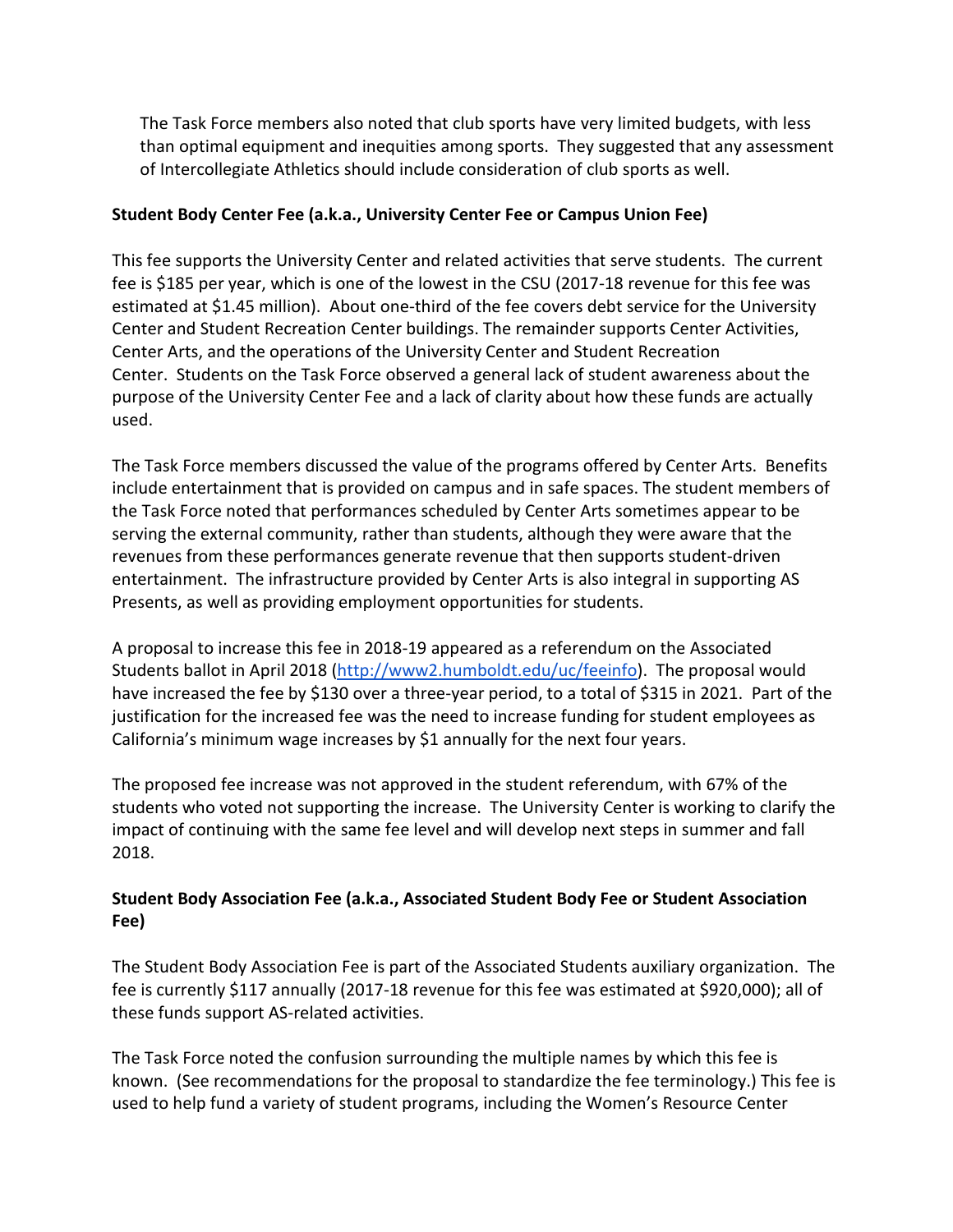The Task Force members also noted that club sports have very limited budgets, with less than optimal equipment and inequities among sports. They suggested that any assessment of Intercollegiate Athletics should include consideration of club sports as well.

**Student Body Center Fee (a.k.a., University Center Fee or Campus Union Fee)**

This fee supports the University Center and related activities that serve students. The current fee is $185 per year, which is one of the lowest in the CSU (2017-18 revenue for this fee was estimated at $1.45 million). About one-third of the fee covers debt service for the University Center and Student Recreation Center buildings. The remainder supports Center Activities, Center Arts, and the operations of the University Center and Student Recreation Center. Students on the Task Force observed a general lack of student awareness about the purpose of the University Center Fee and a lack of clarity about how these funds are actually used.

The Task Force members discussed the value of the programs offered by Center Arts. Benefits include entertainment that is provided on campus and in safe spaces. The student members of the Task Force noted that performances scheduled by Center Arts sometimes appear to be serving the external community, rather than students, although they were aware that the revenues from these performances generate revenue that then supports student-driven entertainment. The infrastructure provided by Center Arts is also integral in supporting AS Presents, as well as providing employment opportunities for students.

A proposal to increase this fee in 2018-19 appeared as a referendum on the Associated Students ballot in April 2018 ([http://www2.humboldt.edu/uc/feeinfo](http://www2.humboldt.edu/uc/feeinfo)). The proposal would have increased the fee by $130 over a three-year period, to a total of $315 in 2021. Part of the justification for the increased fee was the need to increase funding for student employees as California's minimum wage increases by $1 annually for the next four years.

The proposed fee increase was not approved in the student referendum, with 67% of the students who voted not supporting the increase. The University Center is working to clarify the impact of continuing with the same fee level and will develop next steps in summer and fall 2018.

**Student Body Association Fee (a.k.a., Associated Student Body Fee or Student Association Fee)**

The Student Body Association Fee is part of the Associated Students auxiliary organization. The fee is currently $117 annually (2017-18 revenue for this fee was estimated at $920,000); all of these funds support AS-related activities.

The Task Force noted the confusion surrounding the multiple names by which this fee is known. (See recommendations for the proposal to standardize the fee terminology.) This fee is used to help fund a variety of student programs, including the Women's Resource Center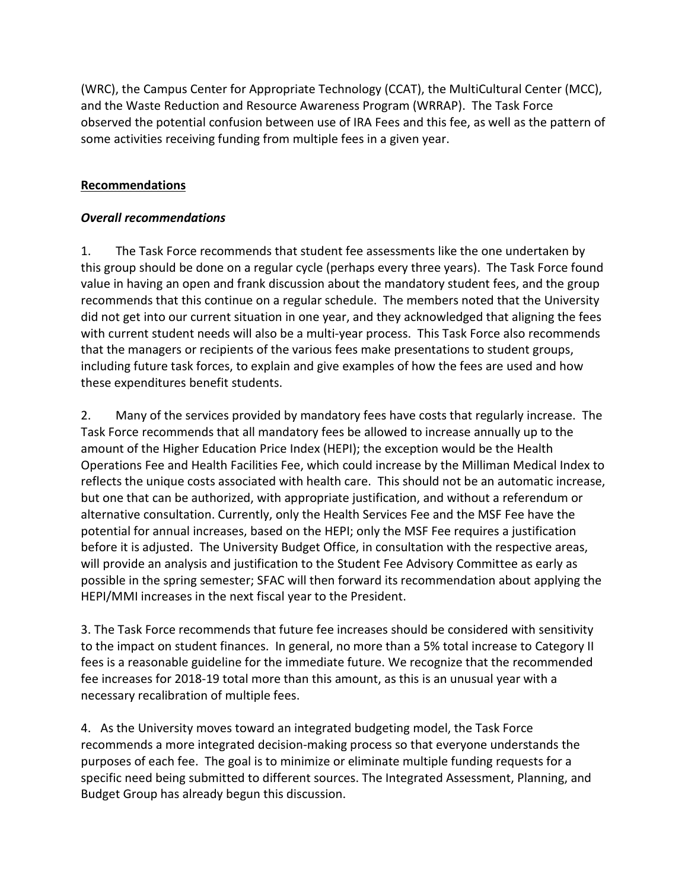(WRC), the Campus Center for Appropriate Technology (CCAT), the MultiCultural Center (MCC), and the Waste Reduction and Resource Awareness Program (WRRAP). The Task Force observed the potential confusion between use of IRA Fees and this fee, as well as the pattern of some activities receiving funding from multiple fees in a given year.

## Recommendations

### *Overall recommendations*

1. The Task Force recommends that student fee assessments like the one undertaken by this group should be done on a regular cycle (perhaps every three years). The Task Force found value in having an open and frank discussion about the mandatory student fees, and the group recommends that this continue on a regular schedule. The members noted that the University did not get into our current situation in one year, and they acknowledged that aligning the fees with current student needs will also be a multi-year process. This Task Force also recommends that the managers or recipients of the various fees make presentations to student groups, including future task forces, to explain and give examples of how the fees are used and how these expenditures benefit students.

2. Many of the services provided by mandatory fees have costs that regularly increase. The Task Force recommends that all mandatory fees be allowed to increase annually up to the amount of the Higher Education Price Index (HEPI); the exception would be the Health Operations Fee and Health Facilities Fee, which could increase by the Milliman Medical Index to reflects the unique costs associated with health care. This should not be an automatic increase, but one that can be authorized, with appropriate justification, and without a referendum or alternative consultation. Currently, only the Health Services Fee and the MSF Fee have the potential for annual increases, based on the HEPI; only the MSF Fee requires a justification before it is adjusted. The University Budget Office, in consultation with the respective areas, will provide an analysis and justification to the Student Fee Advisory Committee as early as possible in the spring semester; SFAC will then forward its recommendation about applying the HEPI/MMI increases in the next fiscal year to the President.

3. The Task Force recommends that future fee increases should be considered with sensitivity to the impact on student finances. In general, no more than a 5% total increase to Category II fees is a reasonable guideline for the immediate future. We recognize that the recommended fee increases for 2018-19 total more than this amount, as this is an unusual year with a necessary recalibration of multiple fees.

4. As the University moves toward an integrated budgeting model, the Task Force recommends a more integrated decision-making process so that everyone understands the purposes of each fee. The goal is to minimize or eliminate multiple funding requests for a specific need being submitted to different sources. The Integrated Assessment, Planning, and Budget Group has already begun this discussion.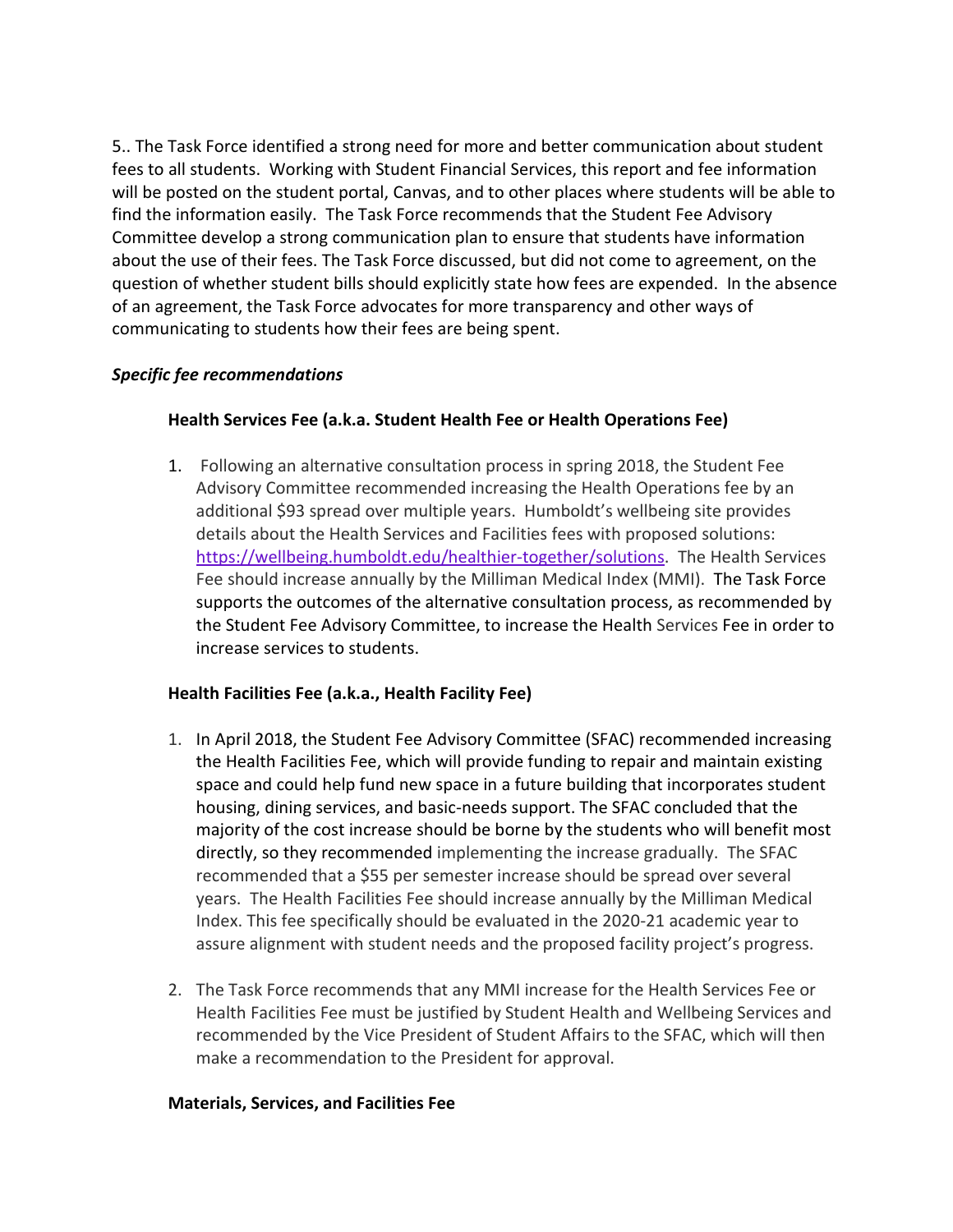5.. The Task Force identified a strong need for more and better communication about student fees to all students. Working with Student Financial Services, this report and fee information will be posted on the student portal, Canvas, and to other places where students will be able to find the information easily. The Task Force recommends that the Student Fee Advisory Committee develop a strong communication plan to ensure that students have information about the use of their fees. The Task Force discussed, but did not come to agreement, on the question of whether student bills should explicitly state how fees are expended. In the absence of an agreement, the Task Force advocates for more transparency and other ways of communicating to students how their fees are being spent.

***Specific fee recommendations***

**Health Services Fee (a.k.a. Student Health Fee or Health Operations Fee)**

1. Following an alternative consultation process in spring 2018, the Student Fee Advisory Committee recommended increasing the Health Operations fee by an additional $93 spread over multiple years. Humboldt's wellbeing site provides details about the Health Services and Facilities fees with proposed solutions: [https://wellbeing.humboldt.edu/healthier-together/solutions](https://wellbeing.humboldt.edu/healthier-together/solutions). The Health Services Fee should increase annually by the Milliman Medical Index (MMI). The Task Force supports the outcomes of the alternative consultation process, as recommended by the Student Fee Advisory Committee, to increase the Health Services Fee in order to increase services to students.

**Health Facilities Fee (a.k.a., Health Facility Fee)**

1. In April 2018, the Student Fee Advisory Committee (SFAC) recommended increasing the Health Facilities Fee, which will provide funding to repair and maintain existing space and could help fund new space in a future building that incorporates student housing, dining services, and basic-needs support. The SFAC concluded that the majority of the cost increase should be borne by the students who will benefit most directly, so they recommended implementing the increase gradually. The SFAC recommended that a $55 per semester increase should be spread over several years. The Health Facilities Fee should increase annually by the Milliman Medical Index. This fee specifically should be evaluated in the 2020-21 academic year to assure alignment with student needs and the proposed facility project's progress.

2. The Task Force recommends that any MMI increase for the Health Services Fee or Health Facilities Fee must be justified by Student Health and Wellbeing Services and recommended by the Vice President of Student Affairs to the SFAC, which will then make a recommendation to the President for approval.

**Materials, Services, and Facilities Fee**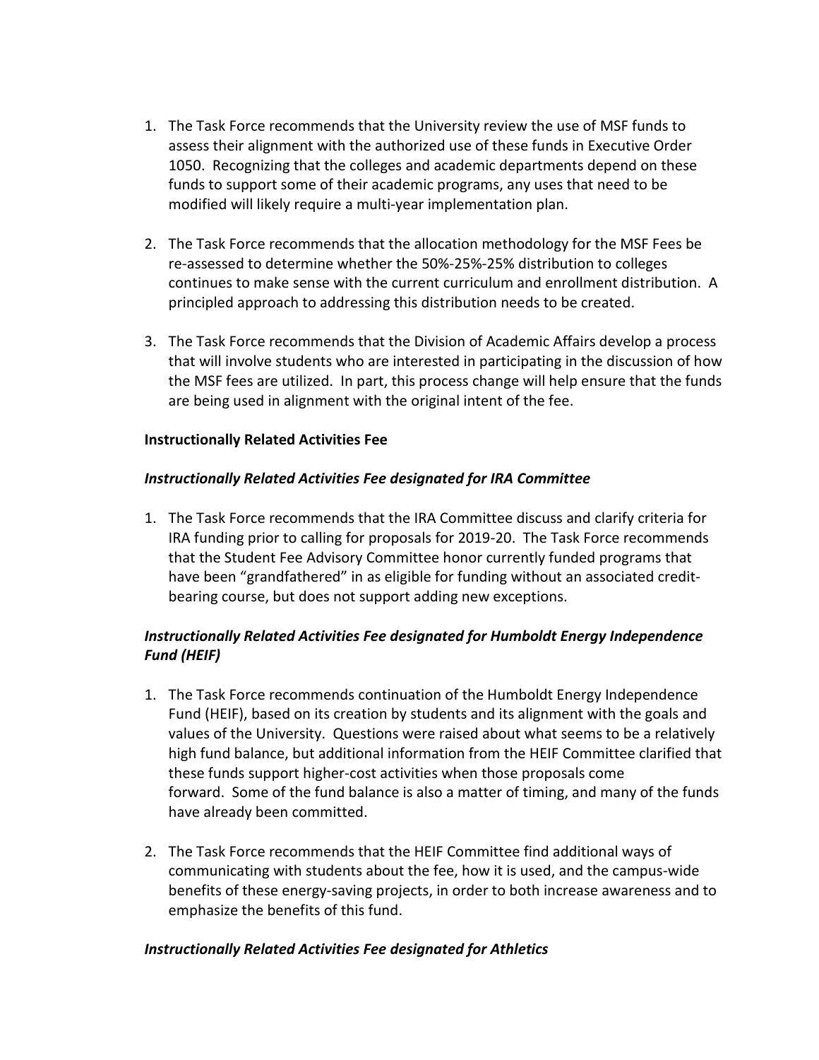1. The Task Force recommends that the University review the use of MSF funds to assess their alignment with the authorized use of these funds in Executive Order 1050. Recognizing that the colleges and academic departments depend on these funds to support some of their academic programs, any uses that need to be modified will likely require a multi-year implementation plan.

2. The Task Force recommends that the allocation methodology for the MSF Fees be re-assessed to determine whether the 50%-25%-25% distribution to colleges continues to make sense with the current curriculum and enrollment distribution. A principled approach to addressing this distribution needs to be created.

3. The Task Force recommends that the Division of Academic Affairs develop a process that will involve students who are interested in participating in the discussion of how the MSF fees are utilized. In part, this process change will help ensure that the funds are being used in alignment with the original intent of the fee.

**Instructionally Related Activities Fee**

***Instructionally Related Activities Fee designated for IRA Committee***

1. The Task Force recommends that the IRA Committee discuss and clarify criteria for IRA funding prior to calling for proposals for 2019-20. The Task Force recommends that the Student Fee Advisory Committee honor currently funded programs that have been "grandfathered" in as eligible for funding without an associated credit-bearing course, but does not support adding new exceptions.

***Instructionally Related Activities Fee designated for Humboldt Energy Independence Fund (HEIF)***

1. The Task Force recommends continuation of the Humboldt Energy Independence Fund (HEIF), based on its creation by students and its alignment with the goals and values of the University. Questions were raised about what seems to be a relatively high fund balance, but additional information from the HEIF Committee clarified that these funds support higher-cost activities when those proposals come forward. Some of the fund balance is also a matter of timing, and many of the funds have already been committed.

2. The Task Force recommends that the HEIF Committee find additional ways of communicating with students about the fee, how it is used, and the campus-wide benefits of these energy-saving projects, in order to both increase awareness and to emphasize the benefits of this fund.

***Instructionally Related Activities Fee designated for Athletics***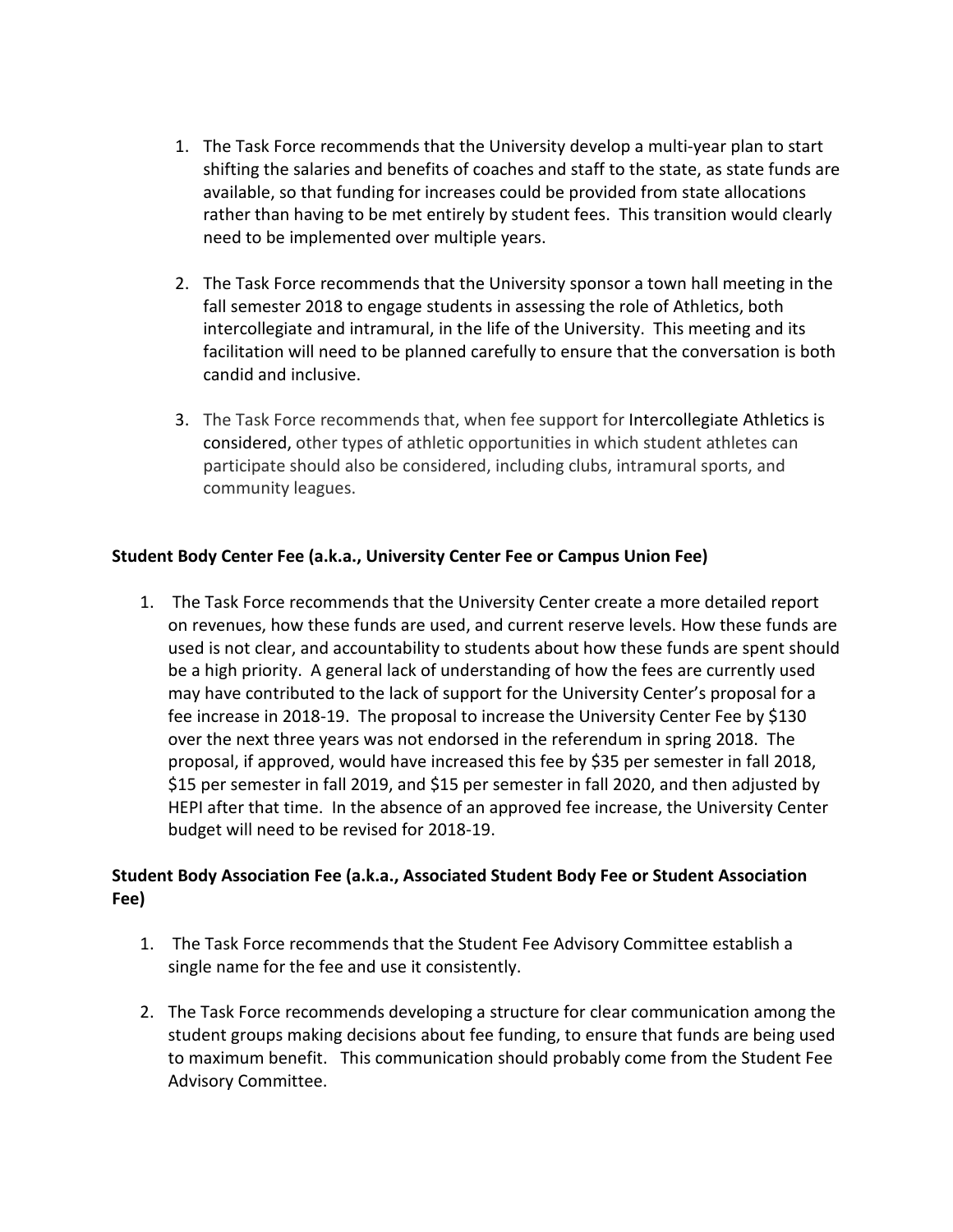1. The Task Force recommends that the University develop a multi-year plan to start shifting the salaries and benefits of coaches and staff to the state, as state funds are available, so that funding for increases could be provided from state allocations rather than having to be met entirely by student fees. This transition would clearly need to be implemented over multiple years.

2. The Task Force recommends that the University sponsor a town hall meeting in the fall semester 2018 to engage students in assessing the role of Athletics, both intercollegiate and intramural, in the life of the University. This meeting and its facilitation will need to be planned carefully to ensure that the conversation is both candid and inclusive.

3. The Task Force recommends that, when fee support for Intercollegiate Athletics is considered, other types of athletic opportunities in which student athletes can participate should also be considered, including clubs, intramural sports, and community leagues.

**Student Body Center Fee (a.k.a., University Center Fee or Campus Union Fee)**

1. The Task Force recommends that the University Center create a more detailed report on revenues, how these funds are used, and current reserve levels. How these funds are used is not clear, and accountability to students about how these funds are spent should be a high priority. A general lack of understanding of how the fees are currently used may have contributed to the lack of support for the University Center's proposal for a fee increase in 2018-19. The proposal to increase the University Center Fee by $130 over the next three years was not endorsed in the referendum in spring 2018. The proposal, if approved, would have increased this fee by $35 per semester in fall 2018, $15 per semester in fall 2019, and $15 per semester in fall 2020, and then adjusted by HEPI after that time. In the absence of an approved fee increase, the University Center budget will need to be revised for 2018-19.

**Student Body Association Fee (a.k.a., Associated Student Body Fee or Student Association Fee)**

1. The Task Force recommends that the Student Fee Advisory Committee establish a single name for the fee and use it consistently.

2. The Task Force recommends developing a structure for clear communication among the student groups making decisions about fee funding, to ensure that funds are being used to maximum benefit. This communication should probably come from the Student Fee Advisory Committee.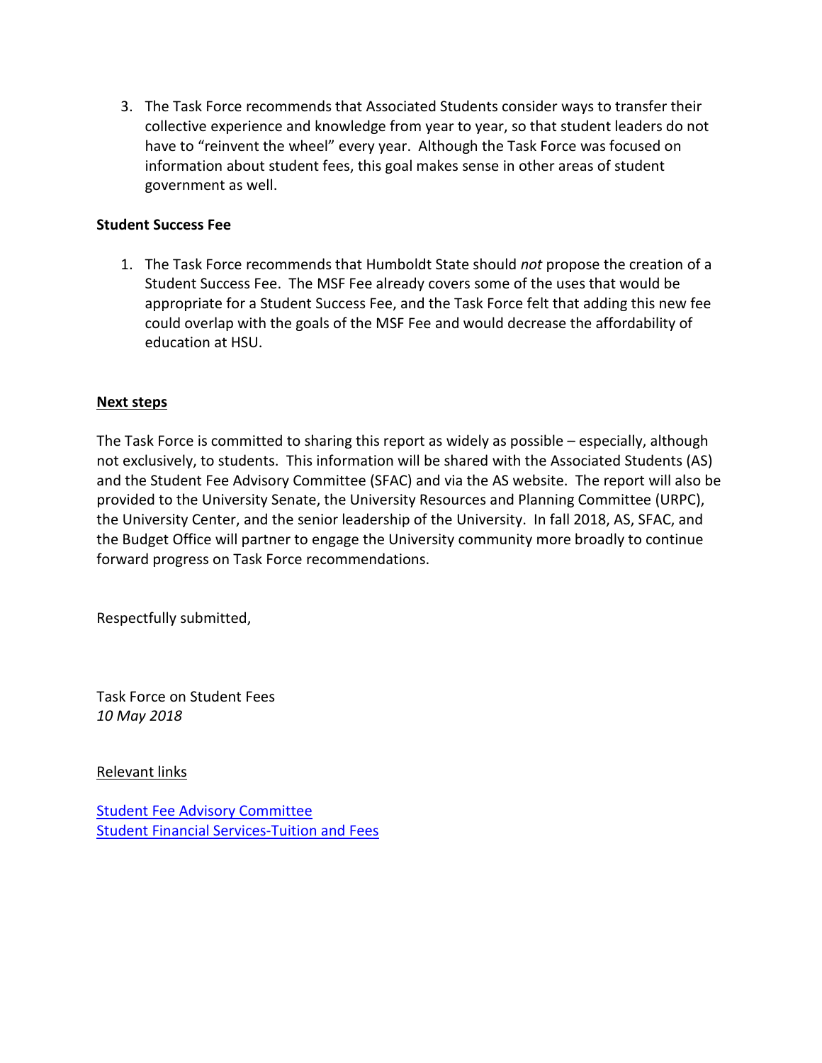3. The Task Force recommends that Associated Students consider ways to transfer their collective experience and knowledge from year to year, so that student leaders do not have to "reinvent the wheel" every year. Although the Task Force was focused on information about student fees, this goal makes sense in other areas of student government as well.

**Student Success Fee**

1. The Task Force recommends that Humboldt State should *not* propose the creation of a Student Success Fee. The MSF Fee already covers some of the uses that would be appropriate for a Student Success Fee, and the Task Force felt that adding this new fee could overlap with the goals of the MSF Fee and would decrease the affordability of education at HSU.

**Next steps**

The Task Force is committed to sharing this report as widely as possible – especially, although not exclusively, to students. This information will be shared with the Associated Students (AS) and the Student Fee Advisory Committee (SFAC) and via the AS website. The report will also be provided to the University Senate, the University Resources and Planning Committee (URPC), the University Center, and the senior leadership of the University. In fall 2018, AS, SFAC, and the Budget Office will partner to engage the University community more broadly to continue forward progress on Task Force recommendations.

Respectfully submitted,

Task Force on Student Fees
*10 May 2018*

Relevant links

Student Fee Advisory Committee
Student Financial Services-Tuition and Fees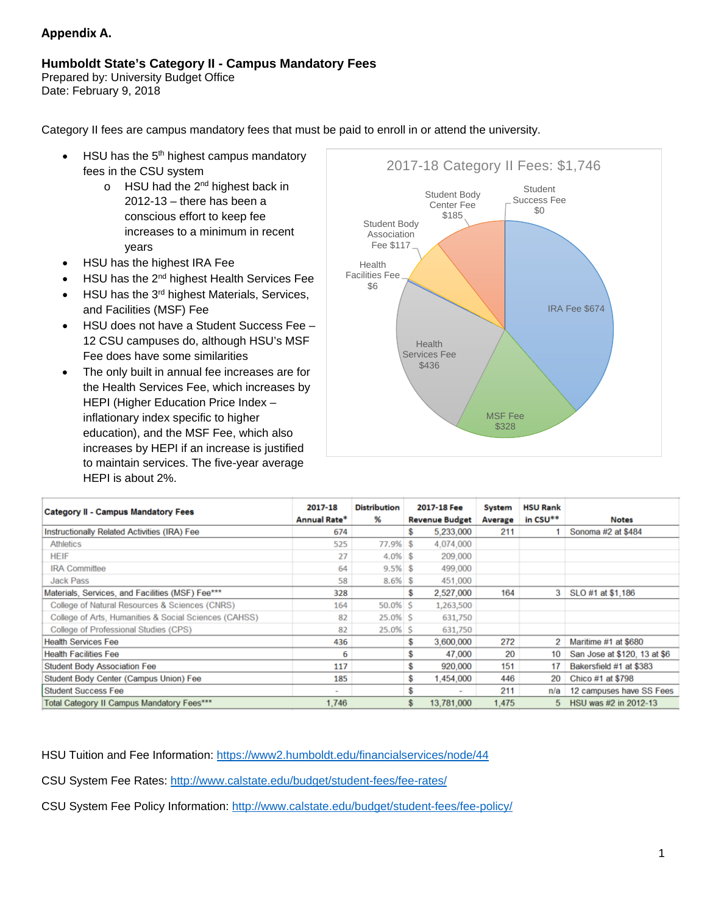**Appendix A.**

**Humboldt State's Category II - Campus Mandatory Fees**
Prepared by: University Budget Office
Date: February 9, 2018

Category II fees are campus mandatory fees that must be paid to enroll in or attend the university.

- HSU has the 5th highest campus mandatory fees in the CSU system
  - HSU had the 2nd highest back in 2012-13 – there has been a conscious effort to keep fee increases to a minimum in recent years
- HSU has the highest IRA Fee
- HSU has the 2nd highest Health Services Fee
- HSU has the 3rd highest Materials, Services, and Facilities (MSF) Fee
- HSU does not have a Student Success Fee – 12 CSU campuses do, although HSU's MSF Fee does have some similarities
- The only built in annual fee increases are for the Health Services Fee, which increases by HEPI (Higher Education Price Index – inflationary index specific to higher education), and the MSF Fee, which also increases by HEPI if an increase is justified to maintain services. The five-year average HEPI is about 2%.

2017-18 Category II Fees: $1,746

- IRA Fee $674
- MSF Fee $328
- Health Services Fee $436
- Health Facilities Fee $6
- Student Body Association Fee $117
- Student Body Center Fee $185
- Student Success Fee $0

| Category II - Campus Mandatory Fees | 2017-18 Annual Rate* | Distribution % | 2017-18 Fee Revenue Budget | System Average | HSU Rank in CSU** | Notes |
|---|---|---|---|---|---|---|
| Instructionally Related Activities (IRA) Fee | 674 | | $ 5,233,000 | 211 | 1 | Sonoma #2 at $484 |
| Athletics | 525 | 77.9% | $ 4,074,000 | | | |
| HEIF | 27 | 4.0% | $ 209,000 | | | |
| IRA Committee | 64 | 9.5% | $ 499,000 | | | |
| Jack Pass | 58 | 8.6% | $ 451,000 | | | |
| Materials, Services, and Facilities (MSF) Fee*** | 328 | | $ 2,527,000 | 164 | 3 | SLO #1 at $1,186 |
| College of Natural Resources & Sciences (CNRS) | 164 | 50.0% | $ 1,263,500 | | | |
| College of Arts, Humanities & Social Sciences (CAHSS) | 82 | 25.0% | $ 631,750 | | | |
| College of Professional Studies (CPS) | 82 | 25.0% | $ 631,750 | | | |
| Health Services Fee | 436 | | $ 3,600,000 | 272 | 2 | Maritime #1 at $680 |
| Health Facilities Fee | 6 | | $ 47,000 | 20 | 10 | San Jose at $120, 13 at $6 |
| Student Body Association Fee | 117 | | $ 920,000 | 151 | 17 | Bakersfield #1 at $383 |
| Student Body Center (Campus Union) Fee | 185 | | $ 1,454,000 | 446 | 20 | Chico #1 at $798 |
| Student Success Fee | - | | $ - | 211 | n/a | 12 campuses have SS Fees |
| Total Category II Campus Mandatory Fees*** | 1,746 | | $ 13,781,000 | 1,475 | 5 | HSU was #2 in 2012-13 |

HSU Tuition and Fee Information: https://www2.humboldt.edu/financialservices/node/44

CSU System Fee Rates: http://www.calstate.edu/budget/student-fees/fee-rates/

CSU System Fee Policy Information: http://www.calstate.edu/budget/student-fees/fee-policy/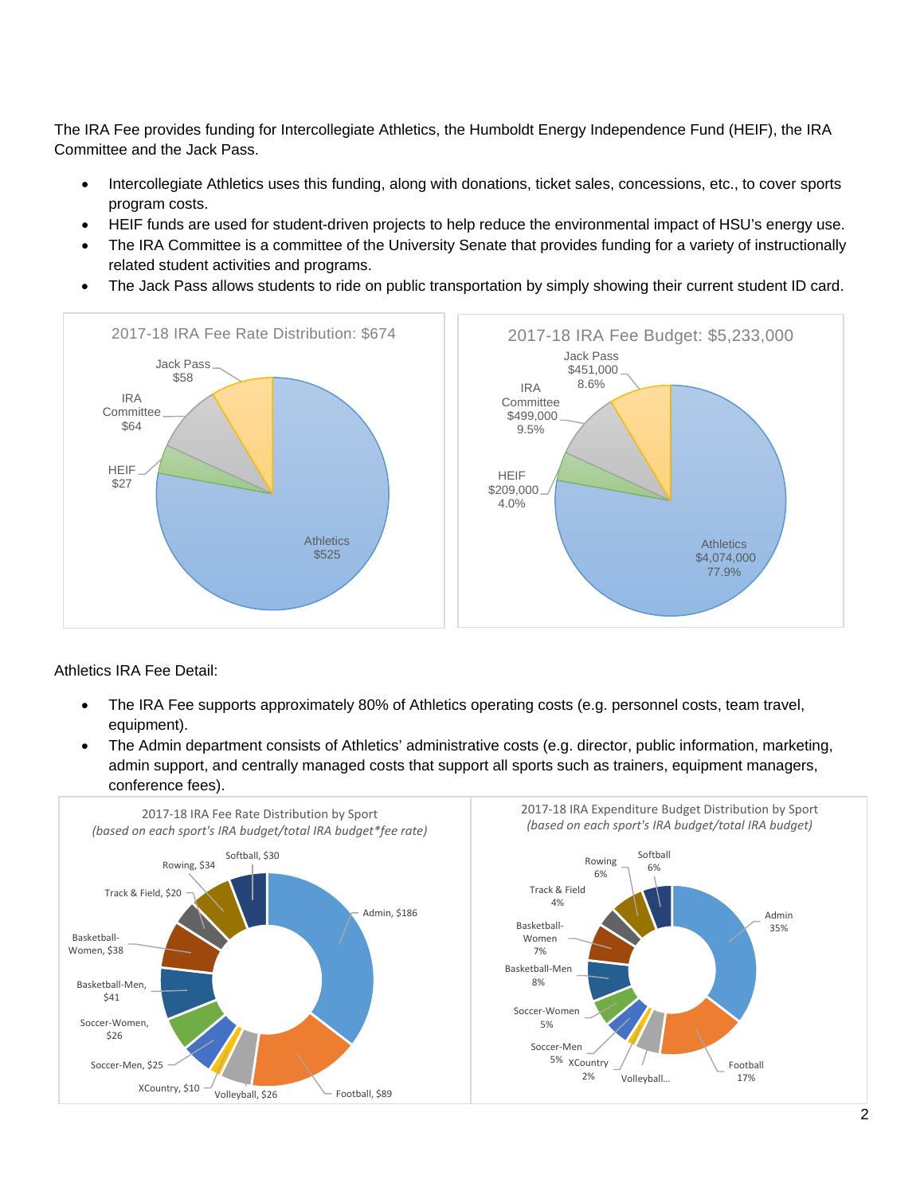The IRA Fee provides funding for Intercollegiate Athletics, the Humboldt Energy Independence Fund (HEIF), the IRA Committee and the Jack Pass.

- Intercollegiate Athletics uses this funding, along with donations, ticket sales, concessions, etc., to cover sports program costs.
- HEIF funds are used for student-driven projects to help reduce the environmental impact of HSU's energy use.
- The IRA Committee is a committee of the University Senate that provides funding for a variety of instructionally related student activities and programs.
- The Jack Pass allows students to ride on public transportation by simply showing their current student ID card.

**2017-18 IRA Fee Rate Distribution: $674**

| Category | Amount |
| --- | --- |
| Athletics | $525 |
| HEIF | $27 |
| IRA Committee | $64 |
| Jack Pass | $58 |

**2017-18 IRA Fee Budget: $5,233,000**

| Category | Amount | Percent |
| --- | --- | --- |
| Athletics | $4,074,000 | 77.9% |
| HEIF | $209,000 | 4.0% |
| IRA Committee | $499,000 | 9.5% |
| Jack Pass | $451,000 | 8.6% |

Athletics IRA Fee Detail:

- The IRA Fee supports approximately 80% of Athletics operating costs (e.g. personnel costs, team travel, equipment).
- The Admin department consists of Athletics' administrative costs (e.g. director, public information, marketing, admin support, and centrally managed costs that support all sports such as trainers, equipment managers, conference fees).

**2017-18 IRA Fee Rate Distribution by Sport**
*(based on each sport's IRA budget/total IRA budget*fee rate)*

| Sport | Amount |
| --- | --- |
| Admin | $186 |
| Football | $89 |
| Volleyball | $26 |
| XCountry | $10 |
| Soccer-Men | $25 |
| Soccer-Women | $26 |
| Basketball-Men | $41 |
| Basketball-Women | $38 |
| Track & Field | $20 |
| Rowing | $34 |
| Softball | $30 |

**2017-18 IRA Expenditure Budget Distribution by Sport**
*(based on each sport's IRA budget/total IRA budget)*

| Sport | Percent |
| --- | --- |
| Admin | 35% |
| Football | 17% |
| Volleyball... | |
| XCountry | 2% |
| Soccer-Men | 5% |
| Soccer-Women | 5% |
| Basketball-Men | 8% |
| Basketball-Women | 7% |
| Track & Field | 4% |
| Rowing | 6% |
| Softball | 6% |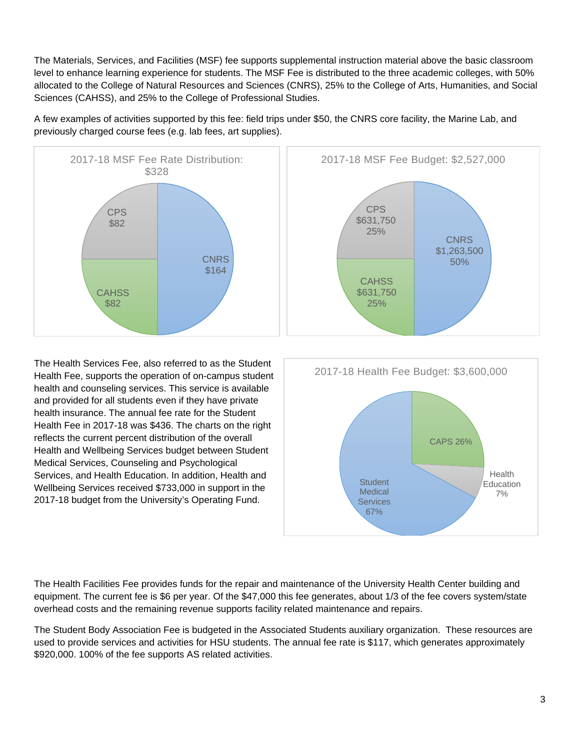The Materials, Services, and Facilities (MSF) fee supports supplemental instruction material above the basic classroom level to enhance learning experience for students. The MSF Fee is distributed to the three academic colleges, with 50% allocated to the College of Natural Resources and Sciences (CNRS), 25% to the College of Arts, Humanities, and Social Sciences (CAHSS), and 25% to the College of Professional Studies.

A few examples of activities supported by this fee: field trips under $50, the CNRS core facility, the Marine Lab, and previously charged course fees (e.g. lab fees, art supplies).

2017-18 MSF Fee Rate Distribution: $328

| College | Amount |
| --- | --- |
| CNRS | $164 |
| CAHSS | $82 |
| CPS | $82 |

2017-18 MSF Fee Budget: $2,527,000

| College | Amount | Percent |
| --- | --- | --- |
| CNRS | $1,263,500 | 50% |
| CAHSS | $631,750 | 25% |
| CPS | $631,750 | 25% |

The Health Services Fee, also referred to as the Student Health Fee, supports the operation of on-campus student health and counseling services. This service is available and provided for all students even if they have private health insurance. The annual fee rate for the Student Health Fee in 2017-18 was $436. The charts on the right reflects the current percent distribution of the overall Health and Wellbeing Services budget between Student Medical Services, Counseling and Psychological Services, and Health Education. In addition, Health and Wellbeing Services received $733,000 in support in the 2017-18 budget from the University's Operating Fund.

2017-18 Health Fee Budget: $3,600,000

| Service | Percent |
| --- | --- |
| Student Medical Services | 67% |
| CAPS | 26% |
| Health Education | 7% |

The Health Facilities Fee provides funds for the repair and maintenance of the University Health Center building and equipment. The current fee is $6 per year. Of the $47,000 this fee generates, about 1/3 of the fee covers system/state overhead costs and the remaining revenue supports facility related maintenance and repairs.

The Student Body Association Fee is budgeted in the Associated Students auxiliary organization. These resources are used to provide services and activities for HSU students. The annual fee rate is $117, which generates approximately $920,000. 100% of the fee supports AS related activities.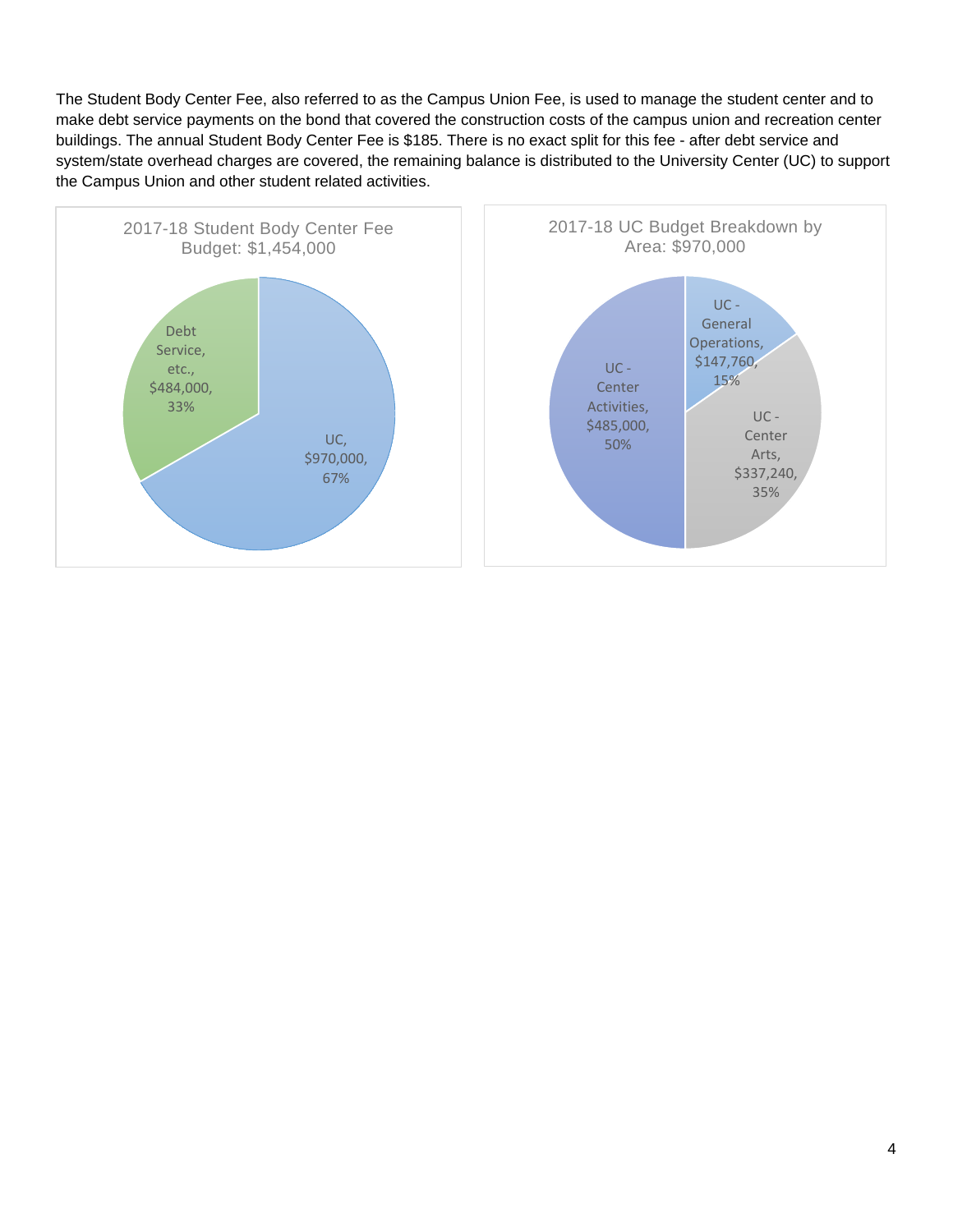The Student Body Center Fee, also referred to as the Campus Union Fee, is used to manage the student center and to make debt service payments on the bond that covered the construction costs of the campus union and recreation center buildings. The annual Student Body Center Fee is $185. There is no exact split for this fee - after debt service and system/state overhead charges are covered, the remaining balance is distributed to the University Center (UC) to support the Campus Union and other student related activities.

**2017-18 Student Body Center Fee Budget: $1,454,000**

| Area | Amount | Percent |
|---|---|---|
| Debt Service, etc. | $484,000 | 33% |
| UC | $970,000 | 67% |

**2017-18 UC Budget Breakdown by Area: $970,000**

| Area | Amount | Percent |
|---|---|---|
| UC - General Operations | $147,760 | 15% |
| UC - Center Arts | $337,240 | 35% |
| UC - Center Activities | $485,000 | 50% |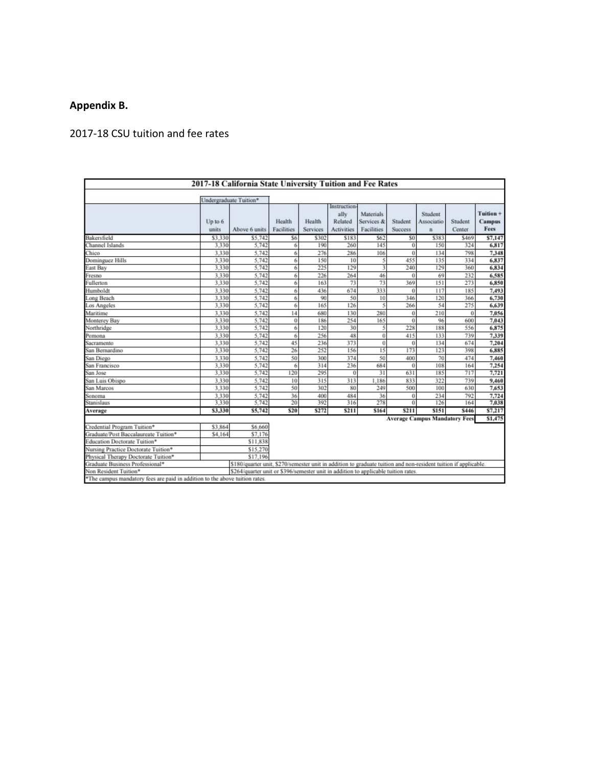## Appendix B.

2017-18 CSU tuition and fee rates

| 2017-18 California State University Tuition and Fee Rates | | | | | | | | | | |
|---|---|---|---|---|---|---|---|---|---|---|
| | Undergraduate Tuition* | | | | | | | | | |
| | Up to 6 units | Above 6 units | Health Facilities | Health Services | Instructionally Related Activities | Materials Services & Facilities | Student Success | Student Association | Student Center | Tuition + Campus Fees |
| Bakersfield | $3,330 | $5,742 | $6 | $302 | $183 | $62 | $0 | $383 | $469 | **$7,147** |
| Channel Islands | 3,330 | 5,742 | 6 | 190 | 260 | 145 | 0 | 150 | 324 | **6,817** |
| Chico | 3,330 | 5,742 | 6 | 276 | 286 | 106 | 0 | 134 | 798 | **7,348** |
| Dominguez Hills | 3,330 | 5,742 | 6 | 150 | 10 | 5 | 455 | 135 | 334 | **6,837** |
| East Bay | 3,330 | 5,742 | 6 | 225 | 129 | 3 | 240 | 129 | 360 | **6,834** |
| Fresno | 3,330 | 5,742 | 6 | 226 | 264 | 46 | 0 | 69 | 232 | **6,585** |
| Fullerton | 3,330 | 5,742 | 6 | 163 | 73 | 73 | 369 | 151 | 273 | **6,850** |
| Humboldt | 3,330 | 5,742 | 6 | 436 | 674 | 333 | 0 | 117 | 185 | **7,493** |
| Long Beach | 3,330 | 5,742 | 6 | 90 | 50 | 10 | 346 | 120 | 366 | **6,730** |
| Los Angeles | 3,330 | 5,742 | 6 | 165 | 126 | 5 | 266 | 54 | 275 | **6,639** |
| Maritime | 3,330 | 5,742 | 14 | 680 | 130 | 280 | 0 | 210 | 0 | **7,056** |
| Monterey Bay | 3,330 | 5,742 | 0 | 186 | 254 | 165 | 0 | 96 | 600 | **7,043** |
| Northridge | 3,330 | 5,742 | 6 | 120 | 30 | 5 | 228 | 188 | 556 | **6,875** |
| Pomona | 3,330 | 5,742 | 6 | 256 | 48 | 0 | 415 | 133 | 739 | **7,339** |
| Sacramento | 3,330 | 5,742 | 45 | 236 | 373 | 0 | 0 | 134 | 674 | **7,204** |
| San Bernardino | 3,330 | 5,742 | 26 | 252 | 156 | 15 | 173 | 123 | 398 | **6,885** |
| San Diego | 3,330 | 5,742 | 50 | 300 | 374 | 50 | 400 | 70 | 474 | **7,460** |
| San Francisco | 3,330 | 5,742 | 6 | 314 | 236 | 684 | 0 | 108 | 164 | **7,254** |
| San Jose | 3,330 | 5,742 | 120 | 295 | 0 | 31 | 631 | 185 | 717 | **7,721** |
| San Luis Obispo | 3,330 | 5,742 | 10 | 315 | 313 | 1,186 | 833 | 322 | 739 | **9,460** |
| San Marcos | 3,330 | 5,742 | 50 | 302 | 80 | 249 | 500 | 100 | 630 | **7,653** |
| Sonoma | 3,330 | 5,742 | 36 | 400 | 484 | 36 | 0 | 234 | 792 | **7,724** |
| Stanislaus | 3,330 | 5,742 | 20 | 392 | 316 | 278 | 0 | 126 | 164 | **7,038** |
| **Average** | **$3,330** | **$5,742** | **$20** | **$272** | **$211** | **$164** | **$211** | **$151** | **$446** | **$7,217** |
| | | | | | | | | **Average Campus Mandatory Fees** | | **$1,475** |
| Credential Program Tuition* | $3,864 | $6,660 | | | | | | | | |
| Graduate/Post Baccalaureate Tuition* | $4,164 | $7,176 | | | | | | | | |
| Education Doctorate Tuition* | | $11,838 | | | | | | | | |
| Nursing Practice Doctorate Tuition* | | $15,270 | | | | | | | | |
| Physical Therapy Doctorate Tuition* | | $17,196 | | | | | | | | |
| Graduate Business Professional* | | $180/quarter unit, $270/semester unit in addition to graduate tuition and non-resident tuition if applicable. | | | | | | | | |
| Non Resident Tuition* | | $264/quarter unit or $396/semester unit in addition to applicable tuition rates. | | | | | | | | |

*The campus mandatory fees are paid in addition to the above tuition rates.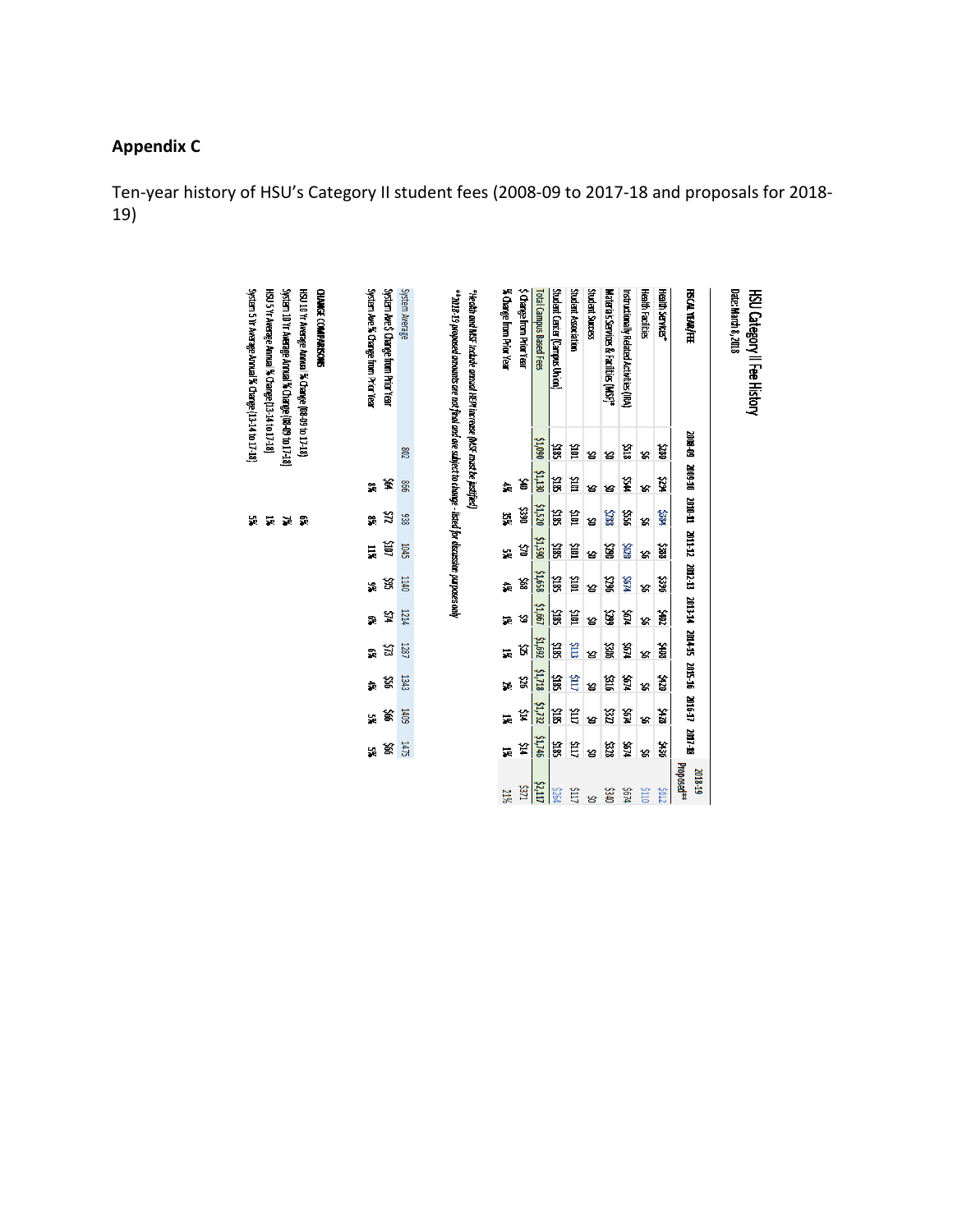## Appendix C

Ten-year history of HSU's Category II student fees (2008-09 to 2017-18 and proposals for 2018-19)

### HSU Category II Fee History

Date: March 8, 2018

| FISCAL YEAR/FEE | 2008-09 | 2009-10 | 2010-11 | 2011-12 | 2012-13 | 2013-14 | 2014-15 | 2015-16 | 2016-17 | 2017-18 | 2018-19 Proposed** |
|---|---|---|---|---|---|---|---|---|---|---|---|
| Health Services* | $280 | $294 | $384 | $388 | $396 | $402 | $408 | $420 | $428 | $436 | $612 |
| Health Facilities | $6 | $6 | $6 | $6 | $6 | $6 | $6 | $6 | $6 | $6 | $110 |
| Instructionally Related Activities (IRA) | $518 | $544 | $556 | $620 | $674 | $674 | $674 | $674 | $674 | $674 | $674 |
| Materials Services & Facilities (MSF)* | $0 | $0 | $203 | $290 | $296 | $299 | $306 | $316 | $322 | $328 | $340 |
| Student Success | $0 | $0 | $0 | $0 | $0 | $0 | $0 | $0 | $0 | $0 | $0 |
| Student Association | $101 | $101 | $101 | $101 | $101 | $101 | $113 | $117 | $117 | $117 | $117 |
| Student Center (Campus Union) | $185 | $185 | $185 | $185 | $185 | $185 | $185 | $185 | $185 | $185 | $264 |
| Total Campus Based Fees | $1,090 | $1,130 | $1,520 | $1,590 | $1,658 | $1,667 | $1,692 | $1,718 | $1,732 | $1,746 | $2,117 |
| $ Change from Prior Year | | $40 | $390 | $70 | $68 | $9 | $25 | $26 | $14 | $14 | $371 |
| % Change from Prior Year | | 4% | 35% | 5% | 4% | 1% | 1% | 2% | 1% | 1% | 21% |

*Health and MSF include annual HEPI increase (MSF must be justified)

**2018-19 proposed amounts are not final and are subject to change - listed for discussion purposes only

| System Average | 802 | 866 | 938 | 1045 | 1140 | 1214 | 1287 | 1343 | 1409 | 1475 |
|---|---|---|---|---|---|---|---|---|---|---|
| System Ave $ Change from Prior Year | | $64 | $72 | $107 | $95 | $74 | $73 | $56 | $66 | $66 |
| System Ave % Change from Prior Year | | 8% | 8% | 11% | 9% | 6% | 6% | 4% | 5% | 5% |

**CHANGE COMPARISONS**

| | |
|---|---|
| HSU 10 Yr Average Annual % Change (08-09 to 17-18) | 6% |
| System 10 Yr Average Annual % Change (08-09 to 17-18) | 7% |
| HSU 5 Yr Average Annual % Change (13-14 to 17-18) | 1% |
| System 5 Yr Average Annual % Change (13-14 to 17-18) | 5% |